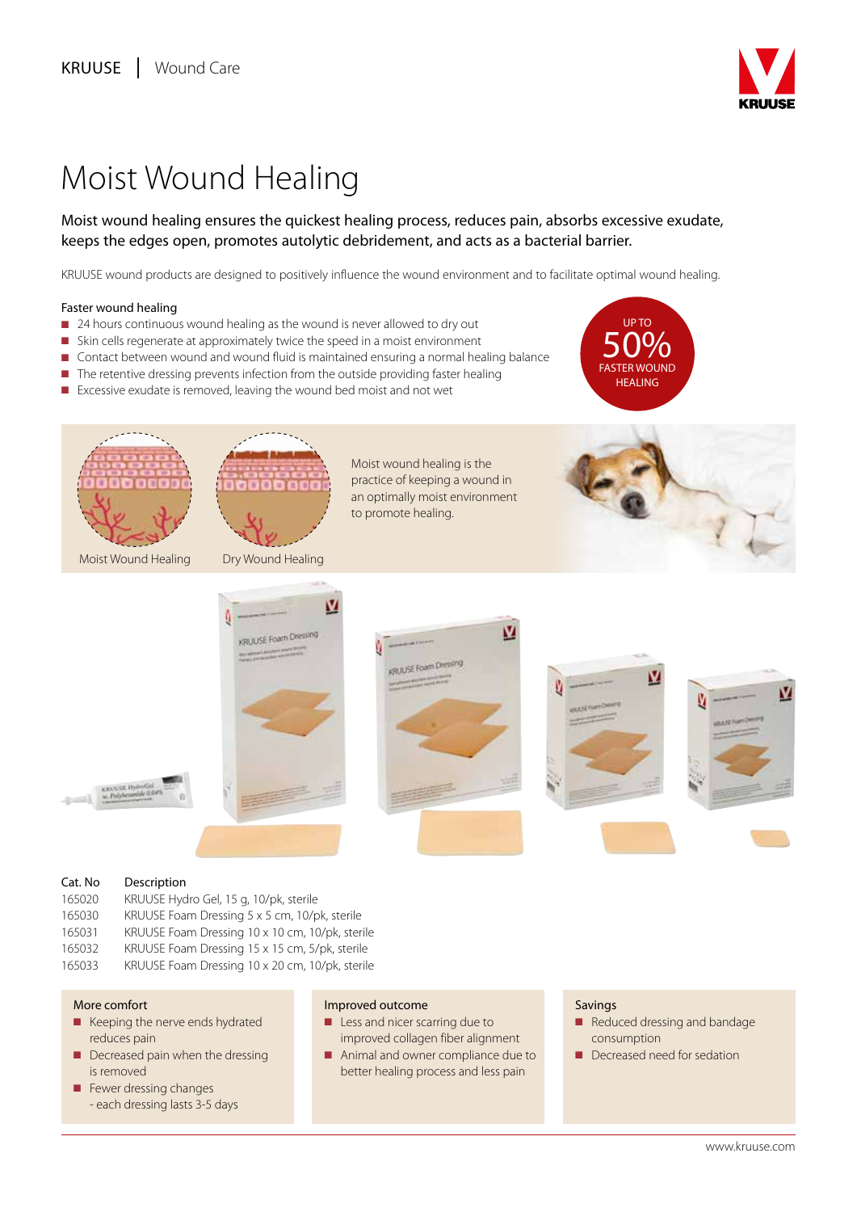KRUUSE | Wound Care

# Moist Wound Healing

**Moist wound healing ensures the quickest healing process, reduces pain, absorbs excessive exudate, keeps the edges open, promotes autolytic debridement, and acts as a bacterial barrier.**

KRUUSE wound products are designed to positively influence the wound environment and to facilitate optimal wound healing.

### Faster wound healing

- 24 hours continuous wound healing as the wound is never allowed to dry out
- Skin cells regenerate at approximately twice the speed in a moist environment
- Contact between wound and wound fluid is maintained ensuring a normal healing balance
- The retentive dressing prevents infection from the outside providing faster healing
- Excessive exudate is removed, leaving the wound bed moist and not wet

UP TO 50% FASTER WOUND HEALING

Moist Wound Healing

Dry Wound Healing

Moist wound healing is the practice of keeping a wound in an optimally moist environment to promote healing.

| Cat. No | Description |
|---|---|
| 165020 | KRUUSE Hydro Gel, 15 g, 10/pk, sterile |
| 165030 | KRUUSE Foam Dressing 5 x 5 cm, 10/pk, sterile |
| 165031 | KRUUSE Foam Dressing 10 x 10 cm, 10/pk, sterile |
| 165032 | KRUUSE Foam Dressing 15 x 15 cm, 5/pk, sterile |
| 165033 | KRUUSE Foam Dressing 10 x 20 cm, 10/pk, sterile |

### More comfort

- Keeping the nerve ends hydrated reduces pain
- Decreased pain when the dressing is removed
- Fewer dressing changes - each dressing lasts 3-5 days

### Improved outcome

- Less and nicer scarring due to improved collagen fiber alignment
- Animal and owner compliance due to better healing process and less pain

### Savings

- Reduced dressing and bandage consumption
- Decreased need for sedation

www.kruuse.com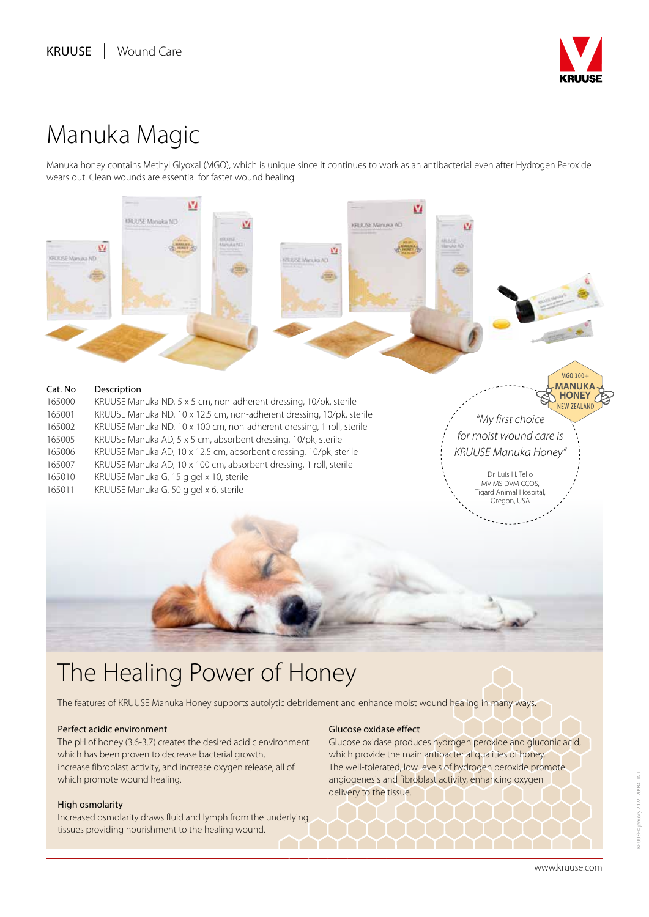# Manuka Magic

Manuka honey contains Methyl Glyoxal (MGO), which is unique since it continues to work as an antibacterial even after Hydrogen Peroxide wears out. Clean wounds are essential for faster wound healing.

| Cat. No | Description |
|---|---|
| 165000 | KRUUSE Manuka ND, 5 x 5 cm, non-adherent dressing, 10/pk, sterile |
| 165001 | KRUUSE Manuka ND, 10 x 12.5 cm, non-adherent dressing, 10/pk, sterile |
| 165002 | KRUUSE Manuka ND, 10 x 100 cm, non-adherent dressing, 1 roll, sterile |
| 165005 | KRUUSE Manuka AD, 5 x 5 cm, absorbent dressing, 10/pk, sterile |
| 165006 | KRUUSE Manuka AD, 10 x 12.5 cm, absorbent dressing, 10/pk, sterile |
| 165007 | KRUUSE Manuka AD, 10 x 100 cm, absorbent dressing, 1 roll, sterile |
| 165010 | KRUUSE Manuka G, 15 g gel x 10, sterile |
| 165011 | KRUUSE Manuka G, 50 g gel x 6, sterile |

MGO 300+ MANUKA HONEY NEW ZEALAND

*"My first choice for moist wound care is KRUUSE Manuka Honey"*

Dr. Luis H. Tello
MV MS DVM CCOS,
Tigard Animal Hospital,
Oregon, USA

# The Healing Power of Honey

The features of KRUUSE Manuka Honey supports autolytic debridement and enhance moist wound healing in many ways.

### Perfect acidic environment

The pH of honey (3.6-3.7) creates the desired acidic environment which has been proven to decrease bacterial growth, increase fibroblast activity, and increase oxygen release, all of which promote wound healing.

### High osmolarity

Increased osmolarity draws fluid and lymph from the underlying tissues providing nourishment to the healing wound.

### Glucose oxidase effect

Glucose oxidase produces hydrogen peroxide and gluconic acid, which provide the main antibacterial qualities of honey. The well-tolerated, low levels of hydrogen peroxide promote angiogenesis and fibroblast activity, enhancing oxygen delivery to the tissue.

www.kruuse.com